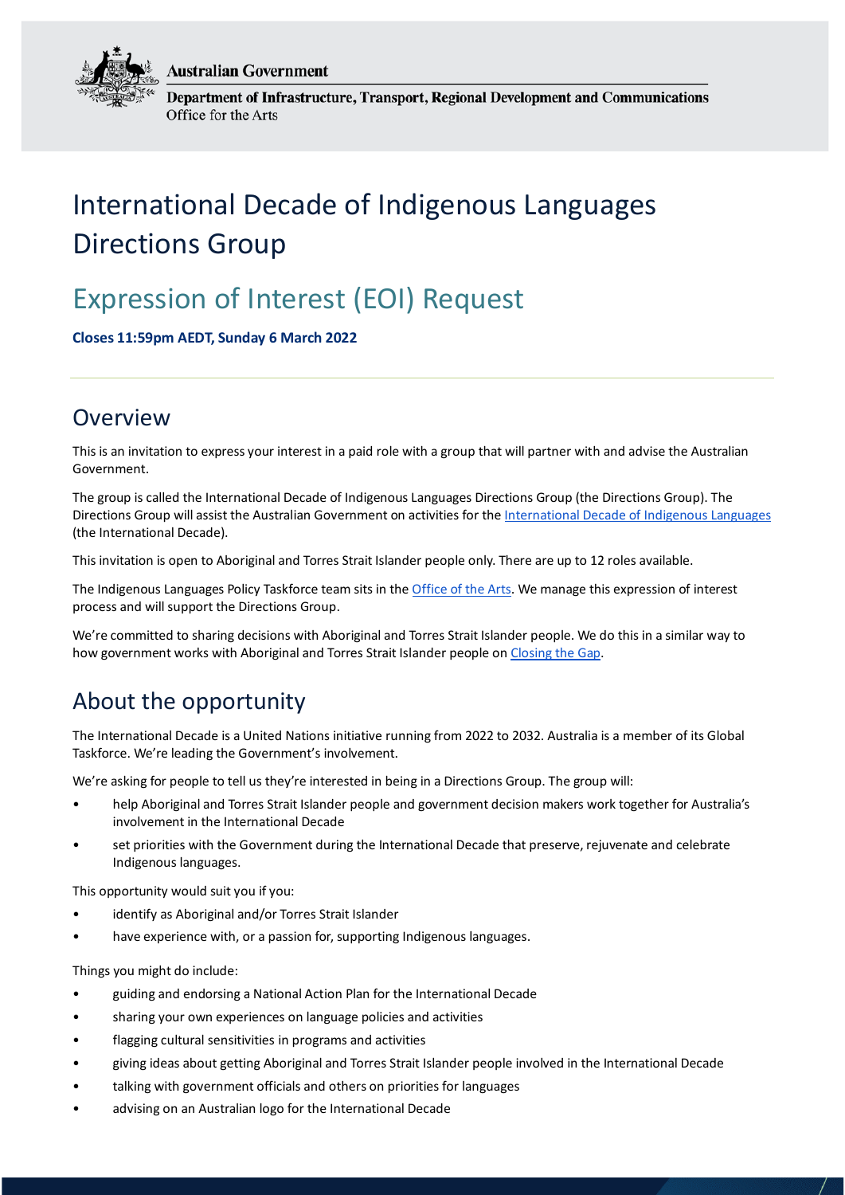Australian Government

Department of Infrastructure, Transport, Regional Development and Communications
Office for the Arts

# International Decade of Indigenous Languages Directions Group

## Expression of Interest (EOI) Request

**Closes 11:59pm AEDT, Sunday 6 March 2022**

---

## Overview

This is an invitation to express your interest in a paid role with a group that will partner with and advise the Australian Government.

The group is called the International Decade of Indigenous Languages Directions Group (the Directions Group). The Directions Group will assist the Australian Government on activities for the International Decade of Indigenous Languages (the International Decade).

This invitation is open to Aboriginal and Torres Strait Islander people only. There are up to 12 roles available.

The Indigenous Languages Policy Taskforce team sits in the Office of the Arts. We manage this expression of interest process and will support the Directions Group.

We're committed to sharing decisions with Aboriginal and Torres Strait Islander people. We do this in a similar way to how government works with Aboriginal and Torres Strait Islander people on Closing the Gap.

## About the opportunity

The International Decade is a United Nations initiative running from 2022 to 2032. Australia is a member of its Global Taskforce. We're leading the Government's involvement.

We're asking for people to tell us they're interested in being in a Directions Group. The group will:

- help Aboriginal and Torres Strait Islander people and government decision makers work together for Australia's involvement in the International Decade
- set priorities with the Government during the International Decade that preserve, rejuvenate and celebrate Indigenous languages.

This opportunity would suit you if you:

- identify as Aboriginal and/or Torres Strait Islander
- have experience with, or a passion for, supporting Indigenous languages.

Things you might do include:

- guiding and endorsing a National Action Plan for the International Decade
- sharing your own experiences on language policies and activities
- flagging cultural sensitivities in programs and activities
- giving ideas about getting Aboriginal and Torres Strait Islander people involved in the International Decade
- talking with government officials and others on priorities for languages
- advising on an Australian logo for the International Decade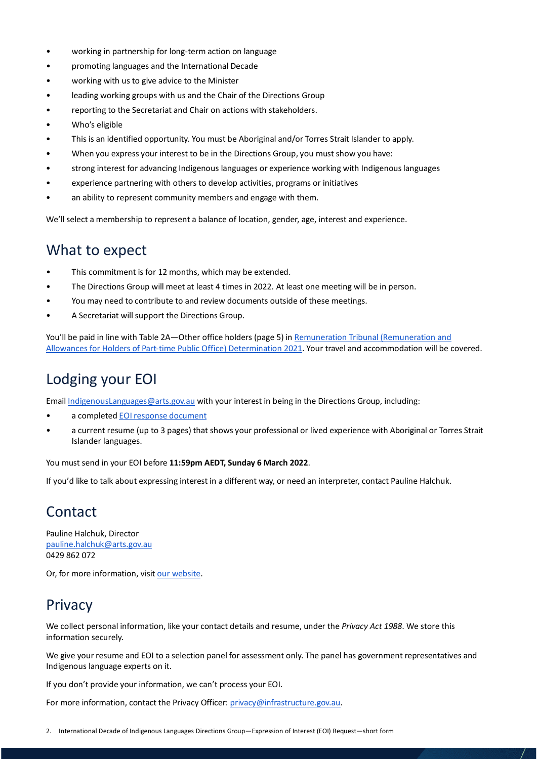- working in partnership for long-term action on language
- promoting languages and the International Decade
- working with us to give advice to the Minister
- leading working groups with us and the Chair of the Directions Group
- reporting to the Secretariat and Chair on actions with stakeholders.
- Who's eligible
- This is an identified opportunity. You must be Aboriginal and/or Torres Strait Islander to apply.
- When you express your interest to be in the Directions Group, you must show you have:
- strong interest for advancing Indigenous languages or experience working with Indigenous languages
- experience partnering with others to develop activities, programs or initiatives
- an ability to represent community members and engage with them.

We'll select a membership to represent a balance of location, gender, age, interest and experience.

## What to expect

- This commitment is for 12 months, which may be extended.
- The Directions Group will meet at least 4 times in 2022. At least one meeting will be in person.
- You may need to contribute to and review documents outside of these meetings.
- A Secretariat will support the Directions Group.

You'll be paid in line with Table 2A—Other office holders (page 5) in [Remuneration Tribunal (Remuneration and Allowances for Holders of Part-time Public Office) Determination 2021](). Your travel and accommodation will be covered.

## Lodging your EOI

Email [IndigenousLanguages@arts.gov.au]() with your interest in being in the Directions Group, including:

- a completed [EOI response document]()
- a current resume (up to 3 pages) that shows your professional or lived experience with Aboriginal or Torres Strait Islander languages.

You must send in your EOI before **11:59pm AEDT, Sunday 6 March 2022**.

If you'd like to talk about expressing interest in a different way, or need an interpreter, contact Pauline Halchuk.

## Contact

Pauline Halchuk, Director
[pauline.halchuk@arts.gov.au]()
0429 862 072

Or, for more information, visit [our website]().

## Privacy

We collect personal information, like your contact details and resume, under the *Privacy Act 1988*. We store this information securely.

We give your resume and EOI to a selection panel for assessment only. The panel has government representatives and Indigenous language experts on it.

If you don't provide your information, we can't process your EOI.

For more information, contact the Privacy Officer: [privacy@infrastructure.gov.au]().